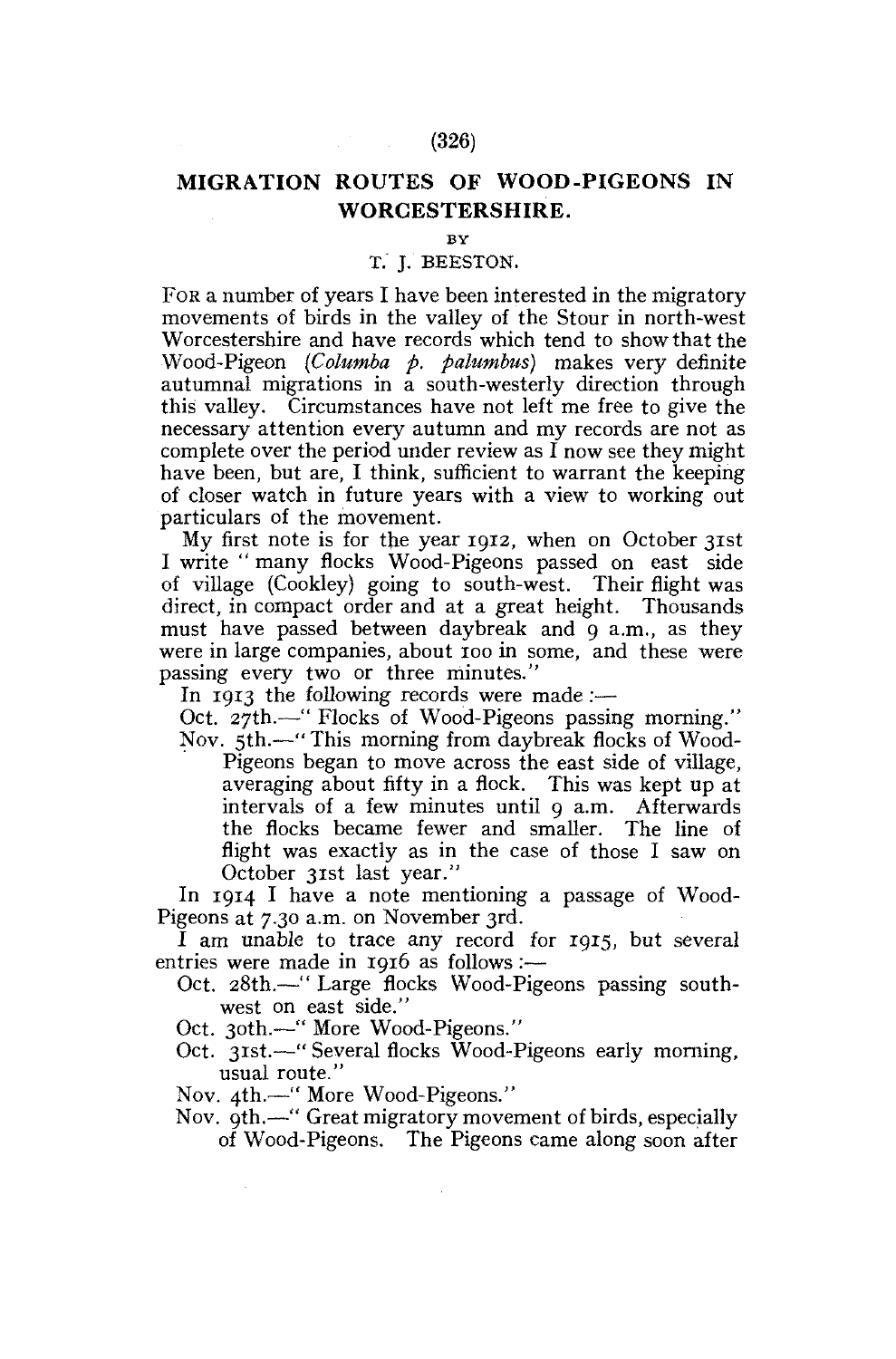# MIGRATION ROUTES OF WOOD-PIGEONS IN WORCESTERSHIRE.

BY

T. J. BEESTON.

FOR a number of years I have been interested in the migratory movements of birds in the valley of the Stour in north-west Worcestershire and have records which tend to show that the Wood-Pigeon (*Columba p. palumbus*) makes very definite autumnal migrations in a south-westerly direction through this valley. Circumstances have not left me free to give the necessary attention every autumn and my records are not as complete over the period under review as I now see they might have been, but are, I think, sufficient to warrant the keeping of closer watch in future years with a view to working out particulars of the movement.

My first note is for the year 1912, when on October 31st I write "many flocks Wood-Pigeons passed on east side of village (Cookley) going to south-west. Their flight was direct, in compact order and at a great height. Thousands must have passed between daybreak and 9 a.m., as they were in large companies, about 100 in some, and these were passing every two or three minutes."

In 1913 the following records were made :—

Oct. 27th.—"Flocks of Wood-Pigeons passing morning."

Nov. 5th.—"This morning from daybreak flocks of Wood-Pigeons began to move across the east side of village, averaging about fifty in a flock. This was kept up at intervals of a few minutes until 9 a.m. Afterwards the flocks became fewer and smaller. The line of flight was exactly as in the case of those I saw on October 31st last year."

In 1914 I have a note mentioning a passage of Wood-Pigeons at 7.30 a.m. on November 3rd.

I am unable to trace any record for 1915, but several entries were made in 1916 as follows :—

Oct. 28th.—"Large flocks Wood-Pigeons passing south-west on east side."

Oct. 30th.—"More Wood-Pigeons."

Oct. 31st.—"Several flocks Wood-Pigeons early morning, usual route."

Nov. 4th.—"More Wood-Pigeons."

Nov. 9th.—"Great migratory movement of birds, especially of Wood-Pigeons. The Pigeons came along soon after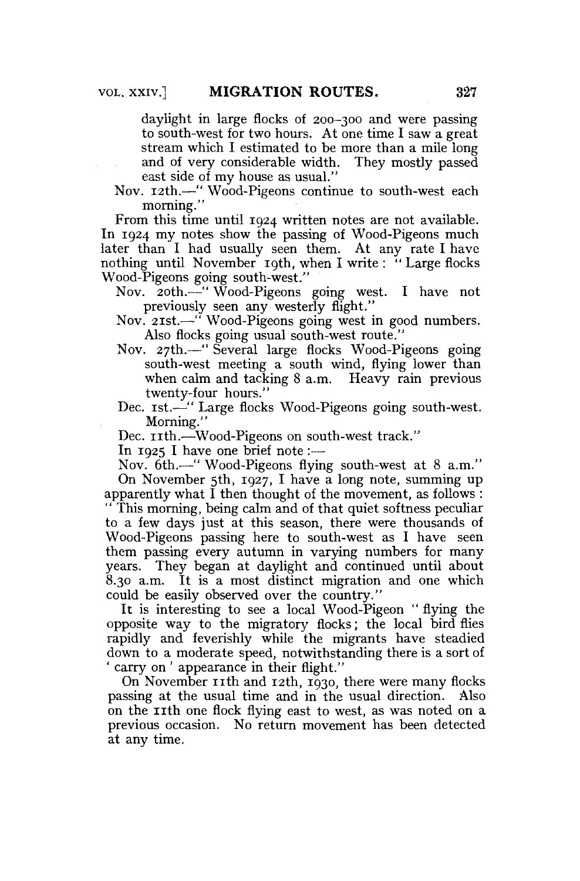daylight in large flocks of 200–300 and were passing to south-west for two hours. At one time I saw a great stream which I estimated to be more than a mile long and of very considerable width. They mostly passed east side of my house as usual."

Nov. 12th.—" Wood-Pigeons continue to south-west each morning."

From this time until 1924 written notes are not available. In 1924 my notes show the passing of Wood-Pigeons much later than I had usually seen them. At any rate I have nothing until November 19th, when I write: " Large flocks Wood-Pigeons going south-west."

Nov. 20th.—" Wood-Pigeons going west. I have not previously seen any westerly flight."

Nov. 21st.—" Wood-Pigeons going west in good numbers. Also flocks going usual south-west route."

Nov. 27th.—" Several large flocks Wood-Pigeons going south-west meeting a south wind, flying lower than when calm and tacking 8 a.m. Heavy rain previous twenty-four hours."

Dec. 1st.—" Large flocks Wood-Pigeons going south-west. Morning."

Dec. 11th.—Wood-Pigeons on south-west track."

In 1925 I have one brief note:—

Nov. 6th.—" Wood-Pigeons flying south-west at 8 a.m."

On November 5th, 1927, I have a long note, summing up apparently what I then thought of the movement, as follows: " This morning, being calm and of that quiet softness peculiar to a few days just at this season, there were thousands of Wood-Pigeons passing here to south-west as I have seen them passing every autumn in varying numbers for many years. They began at daylight and continued until about 8.30 a.m. It is a most distinct migration and one which could be easily observed over the country."

It is interesting to see a local Wood-Pigeon " flying the opposite way to the migratory flocks; the local bird flies rapidly and feverishly while the migrants have steadied down to a moderate speed, notwithstanding there is a sort of ' carry on ' appearance in their flight."

On November 11th and 12th, 1930, there were many flocks passing at the usual time and in the usual direction. Also on the 11th one flock flying east to west, as was noted on a previous occasion. No return movement has been detected at any time.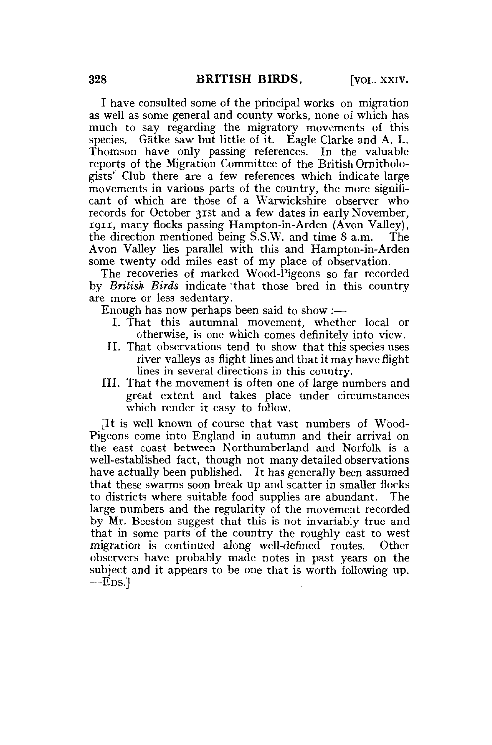I have consulted some of the principal works on migration as well as some general and county works, none of which has much to say regarding the migratory movements of this species. Gätke saw but little of it. Eagle Clarke and A. L. Thomson have only passing references. In the valuable reports of the Migration Committee of the British Ornithologists' Club there are a few references which indicate large movements in various parts of the country, the more significant of which are those of a Warwickshire observer who records for October 31st and a few dates in early November, 1911, many flocks passing Hampton-in-Arden (Avon Valley), the direction mentioned being S.S.W. and time 8 a.m. The Avon Valley lies parallel with this and Hampton-in-Arden some twenty odd miles east of my place of observation.

The recoveries of marked Wood-Pigeons so far recorded by *British Birds* indicate that those bred in this country are more or less sedentary.

Enough has now perhaps been said to show :—

I. That this autumnal movement, whether local or otherwise, is one which comes definitely into view.
II. That observations tend to show that this species uses river valleys as flight lines and that it may have flight lines in several directions in this country.
III. That the movement is often one of large numbers and great extent and takes place under circumstances which render it easy to follow.

[It is well known of course that vast numbers of Wood-Pigeons come into England in autumn and their arrival on the east coast between Northumberland and Norfolk is a well-established fact, though not many detailed observations have actually been published. It has generally been assumed that these swarms soon break up and scatter in smaller flocks to districts where suitable food supplies are abundant. The large numbers and the regularity of the movement recorded by Mr. Beeston suggest that this is not invariably true and that in some parts of the country the roughly east to west migration is continued along well-defined routes. Other observers have probably made notes in past years on the subject and it appears to be one that is worth following up. —Eds.]